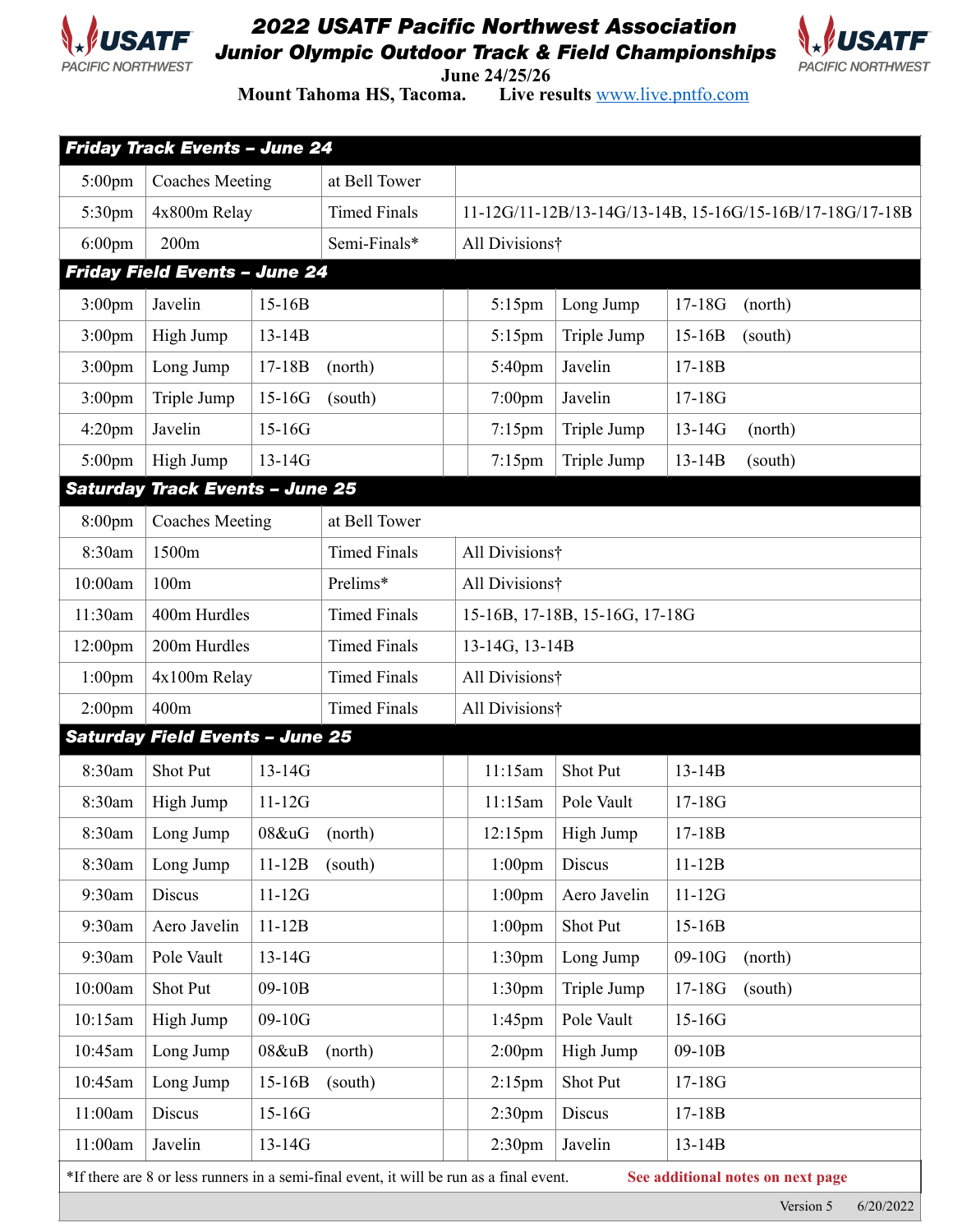# 2022 USATF Pacific Northwest Association Junior Olympic Outdoor Track & Field Championships

**June 24/25/26**

**Mount Tahoma HS, Tacoma. Live results www.live.pntfo.com**

| **Friday Track Events – June 24** | | | |
|---|---|---|---|
| 5:00pm | Coaches Meeting | at Bell Tower | |
| 5:30pm | 4x800m Relay | Timed Finals | 11-12G/11-12B/13-14G/13-14B, 15-16G/15-16B/17-18G/17-18B |
| 6:00pm | 200m | Semi-Finals* | All Divisions† |

| **Friday Field Events – June 24** | | | | | | |
|---|---|---|---|---|---|---|
| 3:00pm | Javelin | 15-16B | | 5:15pm | Long Jump | 17-18G (north) |
| 3:00pm | High Jump | 13-14B | | 5:15pm | Triple Jump | 15-16B (south) |
| 3:00pm | Long Jump | 17-18B (north) | | 5:40pm | Javelin | 17-18B |
| 3:00pm | Triple Jump | 15-16G (south) | | 7:00pm | Javelin | 17-18G |
| 4:20pm | Javelin | 15-16G | | 7:15pm | Triple Jump | 13-14G (north) |
| 5:00pm | High Jump | 13-14G | | 7:15pm | Triple Jump | 13-14B (south) |

| **Saturday Track Events – June 25** | | | |
|---|---|---|---|
| 8:00pm | Coaches Meeting | at Bell Tower | |
| 8:30am | 1500m | Timed Finals | All Divisions† |
| 10:00am | 100m | Prelims* | All Divisions† |
| 11:30am | 400m Hurdles | Timed Finals | 15-16B, 17-18B, 15-16G, 17-18G |
| 12:00pm | 200m Hurdles | Timed Finals | 13-14G, 13-14B |
| 1:00pm | 4x100m Relay | Timed Finals | All Divisions† |
| 2:00pm | 400m | Timed Finals | All Divisions† |

| **Saturday Field Events – June 25** | | | | | | |
|---|---|---|---|---|---|---|
| 8:30am | Shot Put | 13-14G | | 11:15am | Shot Put | 13-14B |
| 8:30am | High Jump | 11-12G | | 11:15am | Pole Vault | 17-18G |
| 8:30am | Long Jump | 08&uG (north) | | 12:15pm | High Jump | 17-18B |
| 8:30am | Long Jump | 11-12B (south) | | 1:00pm | Discus | 11-12B |
| 9:30am | Discus | 11-12G | | 1:00pm | Aero Javelin | 11-12G |
| 9:30am | Aero Javelin | 11-12B | | 1:00pm | Shot Put | 15-16B |
| 9:30am | Pole Vault | 13-14G | | 1:30pm | Long Jump | 09-10G (north) |
| 10:00am | Shot Put | 09-10B | | 1:30pm | Triple Jump | 17-18G (south) |
| 10:15am | High Jump | 09-10G | | 1:45pm | Pole Vault | 15-16G |
| 10:45am | Long Jump | 08&uB (north) | | 2:00pm | High Jump | 09-10B |
| 10:45am | Long Jump | 15-16B (south) | | 2:15pm | Shot Put | 17-18G |
| 11:00am | Discus | 15-16G | | 2:30pm | Discus | 17-18B |
| 11:00am | Javelin | 13-14G | | 2:30pm | Javelin | 13-14B |

*If there are 8 or less runners in a semi-final event, it will be run as a final event. **See additional notes on next page**

Version 5 6/20/2022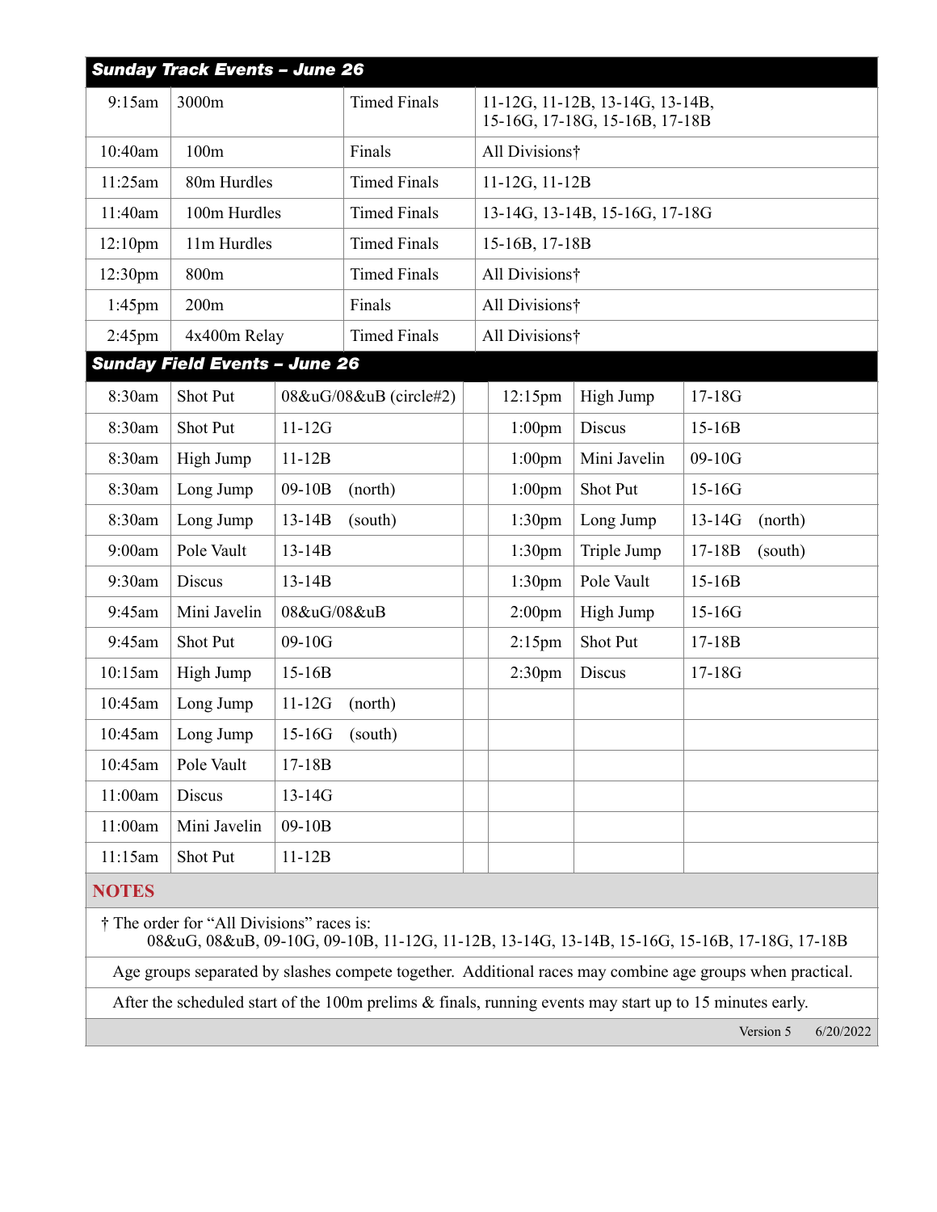## Sunday Track Events – June 26

| | | | |
|---|---|---|---|
| 9:15am | 3000m | Timed Finals | 11-12G, 11-12B, 13-14G, 13-14B, 15-16G, 17-18G, 15-16B, 17-18B |
| 10:40am | 100m | Finals | All Divisions† |
| 11:25am | 80m Hurdles | Timed Finals | 11-12G, 11-12B |
| 11:40am | 100m Hurdles | Timed Finals | 13-14G, 13-14B, 15-16G, 17-18G |
| 12:10pm | 11m Hurdles | Timed Finals | 15-16B, 17-18B |
| 12:30pm | 800m | Timed Finals | All Divisions† |
| 1:45pm | 200m | Finals | All Divisions† |
| 2:45pm | 4x400m Relay | Timed Finals | All Divisions† |

## Sunday Field Events – June 26

| | | | | | | | |
|---|---|---|---|---|---|---|---|
| 8:30am | Shot Put | 08&uG/08&uB (circle#2) | | 12:15pm | High Jump | 17-18G | |
| 8:30am | Shot Put | 11-12G | | 1:00pm | Discus | 15-16B | |
| 8:30am | High Jump | 11-12B | | 1:00pm | Mini Javelin | 09-10G | |
| 8:30am | Long Jump | 09-10B | (north) | 1:00pm | Shot Put | 15-16G | |
| 8:30am | Long Jump | 13-14B | (south) | 1:30pm | Long Jump | 13-14G | (north) |
| 9:00am | Pole Vault | 13-14B | | 1:30pm | Triple Jump | 17-18B | (south) |
| 9:30am | Discus | 13-14B | | 1:30pm | Pole Vault | 15-16B | |
| 9:45am | Mini Javelin | 08&uG/08&uB | | 2:00pm | High Jump | 15-16G | |
| 9:45am | Shot Put | 09-10G | | 2:15pm | Shot Put | 17-18B | |
| 10:15am | High Jump | 15-16B | | 2:30pm | Discus | 17-18G | |
| 10:45am | Long Jump | 11-12G | (north) | | | | |
| 10:45am | Long Jump | 15-16G | (south) | | | | |
| 10:45am | Pole Vault | 17-18B | | | | | |
| 11:00am | Discus | 13-14G | | | | | |
| 11:00am | Mini Javelin | 09-10B | | | | | |
| 11:15am | Shot Put | 11-12B | | | | | |

## NOTES

† The order for "All Divisions" races is:
08&uG, 08&uB, 09-10G, 09-10B, 11-12G, 11-12B, 13-14G, 13-14B, 15-16G, 15-16B, 17-18G, 17-18B

Age groups separated by slashes compete together. Additional races may combine age groups when practical.

After the scheduled start of the 100m prelims & finals, running events may start up to 15 minutes early.

Version 5 6/20/2022